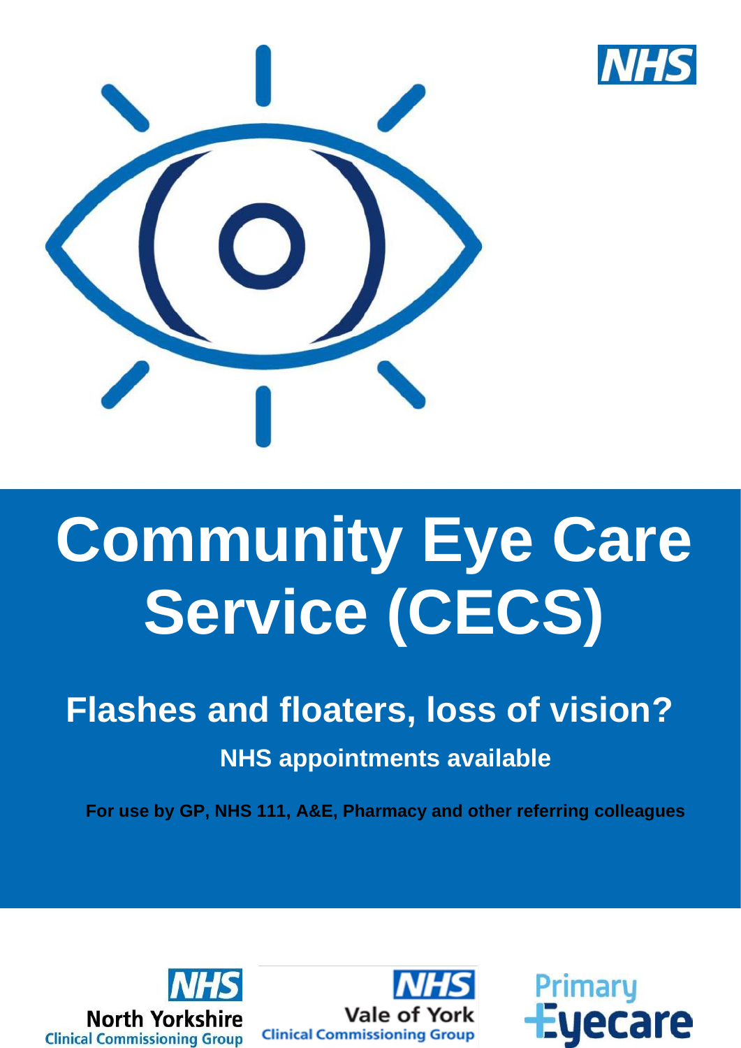NHS

# Community Eye Care Service (CECS)

## Flashes and floaters, loss of vision?

**NHS appointments available**

**For use by GP, NHS 111, A&E, Pharmacy and other referring colleagues**

NHS North Yorkshire Clinical Commissioning Group

NHS Vale of York Clinical Commissioning Group

Primary Eyecare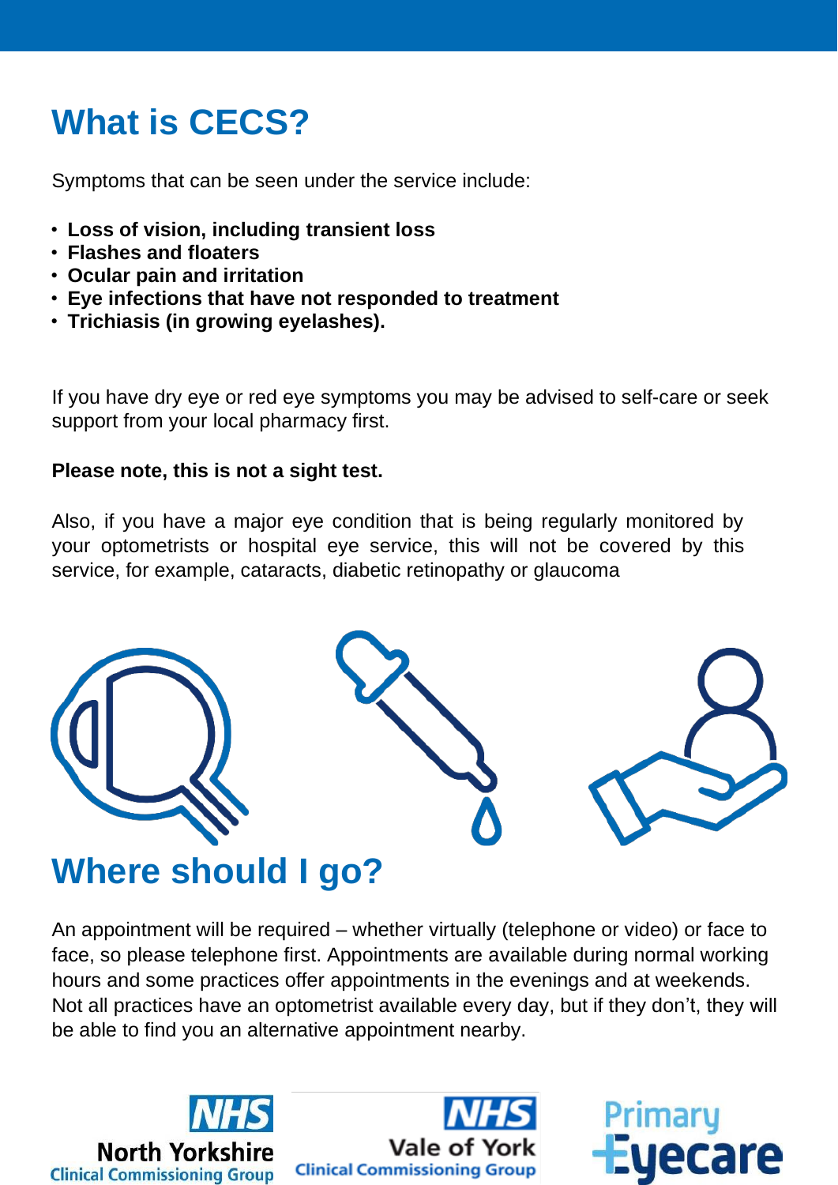# What is CECS?

Symptoms that can be seen under the service include:

- **Loss of vision, including transient loss**
- **Flashes and floaters**
- **Ocular pain and irritation**
- **Eye infections that have not responded to treatment**
- **Trichiasis (in growing eyelashes).**

If you have dry eye or red eye symptoms you may be advised to self-care or seek support from your local pharmacy first.

**Please note, this is not a sight test.**

Also, if you have a major eye condition that is being regularly monitored by your optometrists or hospital eye service, this will not be covered by this service, for example, cataracts, diabetic retinopathy or glaucoma

# Where should I go?

An appointment will be required – whether virtually (telephone or video) or face to face, so please telephone first. Appointments are available during normal working hours and some practices offer appointments in the evenings and at weekends. Not all practices have an optometrist available every day, but if they don't, they will be able to find you an alternative appointment nearby.

NHS North Yorkshire Clinical Commissioning Group

NHS Vale of York Clinical Commissioning Group

Primary Eyecare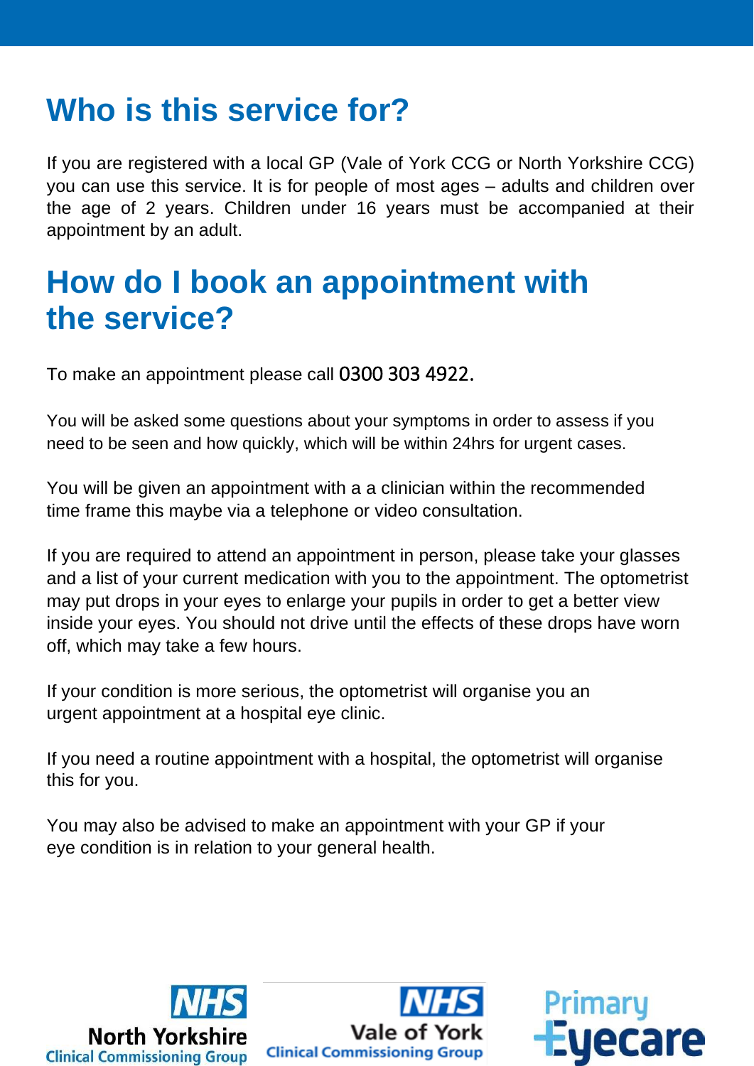## Who is this service for?

If you are registered with a local GP (Vale of York CCG or North Yorkshire CCG) you can use this service. It is for people of most ages – adults and children over the age of 2 years. Children under 16 years must be accompanied at their appointment by an adult.

## How do I book an appointment with the service?

To make an appointment please call 0300 303 4922.

You will be asked some questions about your symptoms in order to assess if you need to be seen and how quickly, which will be within 24hrs for urgent cases.

You will be given an appointment with a a clinician within the recommended time frame this maybe via a telephone or video consultation.

If you are required to attend an appointment in person, please take your glasses and a list of your current medication with you to the appointment. The optometrist may put drops in your eyes to enlarge your pupils in order to get a better view inside your eyes. You should not drive until the effects of these drops have worn off, which may take a few hours.

If your condition is more serious, the optometrist will organise you an urgent appointment at a hospital eye clinic.

If you need a routine appointment with a hospital, the optometrist will organise this for you.

You may also be advised to make an appointment with your GP if your eye condition is in relation to your general health.

NHS North Yorkshire Clinical Commissioning Group

NHS Vale of York Clinical Commissioning Group

Primary Eyecare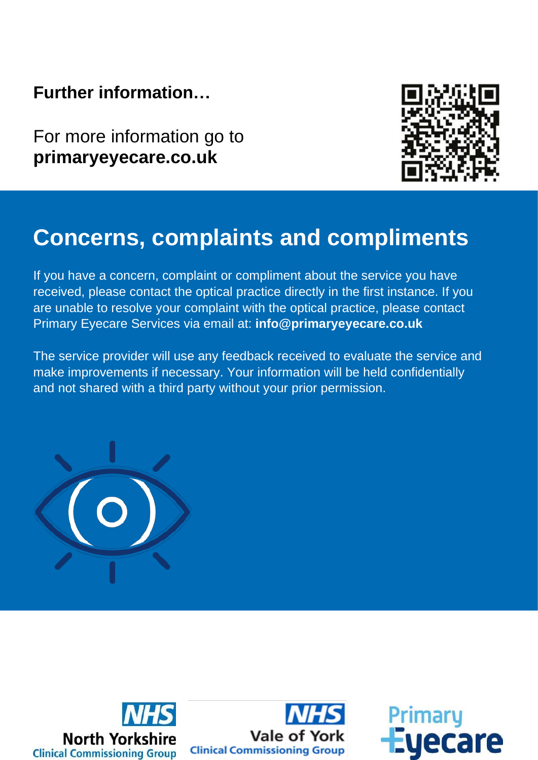**Further information…**

For more information go to
**primaryeyecare.co.uk**

# Concerns, complaints and compliments

If you have a concern, complaint or compliment about the service you have received, please contact the optical practice directly in the first instance. If you are unable to resolve your complaint with the optical practice, please contact Primary Eyecare Services via email at: **info@primaryeyecare.co.uk**

The service provider will use any feedback received to evaluate the service and make improvements if necessary. Your information will be held confidentially and not shared with a third party without your prior permission.

NHS
North Yorkshire
Clinical Commissioning Group

NHS
Vale of York
Clinical Commissioning Group

Primary Eyecare